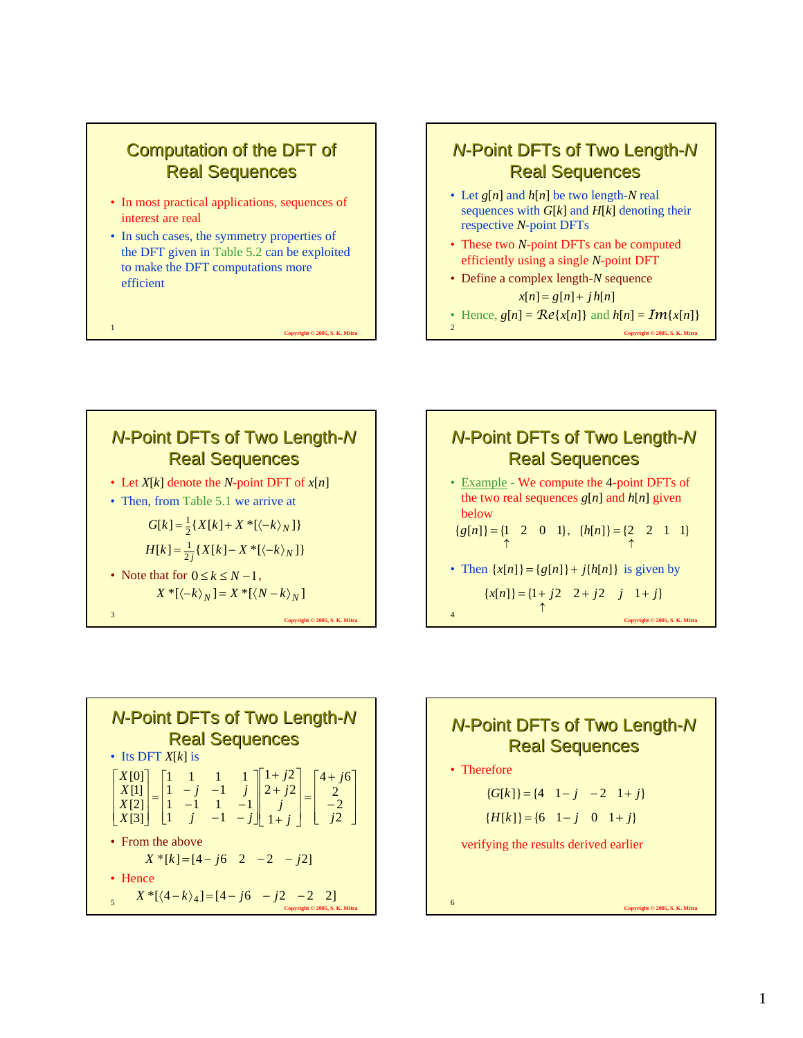## Computation of the DFT of Real Sequences

- In most practical applications, sequences of interest are real
- In such cases, the symmetry properties of the DFT given in Table 5.2 can be exploited to make the DFT computations more efficient

## $N$-Point DFTs of Two Length-$N$ Real Sequences

- Let $g[n]$ and $h[n]$ be two length-$N$ real sequences with $G[k]$ and $H[k]$ denoting their respective $N$-point DFTs
- These two $N$-point DFTs can be computed efficiently using a single $N$-point DFT
- Define a complex length-$N$ sequence

$$x[n] = g[n] + j\,h[n]$$

- Hence, $g[n] = \mathcal{Re}\{x[n]\}$ and $h[n] = \mathcal{Im}\{x[n]\}$

## $N$-Point DFTs of Two Length-$N$ Real Sequences

- Let $X[k]$ denote the $N$-point DFT of $x[n]$
- Then, from Table 5.1 we arrive at

$$G[k] = \tfrac{1}{2}\{X[k] + X^*[\langle -k \rangle_N]\}$$

$$H[k] = \tfrac{1}{2j}\{X[k] - X^*[\langle -k \rangle_N]\}$$

- Note that for $0 \le k \le N-1$,

$$X^*[\langle -k \rangle_N] = X^*[\langle N-k \rangle_N]$$

## $N$-Point DFTs of Two Length-$N$ Real Sequences

- Example - We compute the 4-point DFTs of the two real sequences $g[n]$ and $h[n]$ given below

$$\{g[n]\} = \{\underset{\uparrow}{1} \quad 2 \quad 0 \quad 1\}, \quad \{h[n]\} = \{\underset{\uparrow}{2} \quad 2 \quad 1 \quad 1\}$$

- Then $\{x[n]\} = \{g[n]\} + j\{h[n]\}$ is given by

$$\{x[n]\} = \{\underset{\uparrow}{1+j2} \quad 2+j2 \quad j \quad 1+j\}$$

## $N$-Point DFTs of Two Length-$N$ Real Sequences

- Its DFT $X[k]$ is

$$\begin{bmatrix} X[0] \\ X[1] \\ X[2] \\ X[3] \end{bmatrix} = \begin{bmatrix} 1 & 1 & 1 & 1 \\ 1 & -j & -1 & j \\ 1 & -1 & 1 & -1 \\ 1 & j & -1 & -j \end{bmatrix} \begin{bmatrix} 1+j2 \\ 2+j2 \\ j \\ 1+j \end{bmatrix} = \begin{bmatrix} 4+j6 \\ 2 \\ -2 \\ j2 \end{bmatrix}$$

- From the above

$$X^*[k] = [4-j6 \quad 2 \quad -2 \quad -j2]$$

- Hence

$$X^*[\langle 4-k \rangle_4] = [4-j6 \quad -j2 \quad -2 \quad 2]$$

## $N$-Point DFTs of Two Length-$N$ Real Sequences

- Therefore

$$\{G[k]\} = \{4 \quad 1-j \quad -2 \quad 1+j\}$$

$$\{H[k]\} = \{6 \quad 1-j \quad 0 \quad 1+j\}$$

verifying the results derived earlier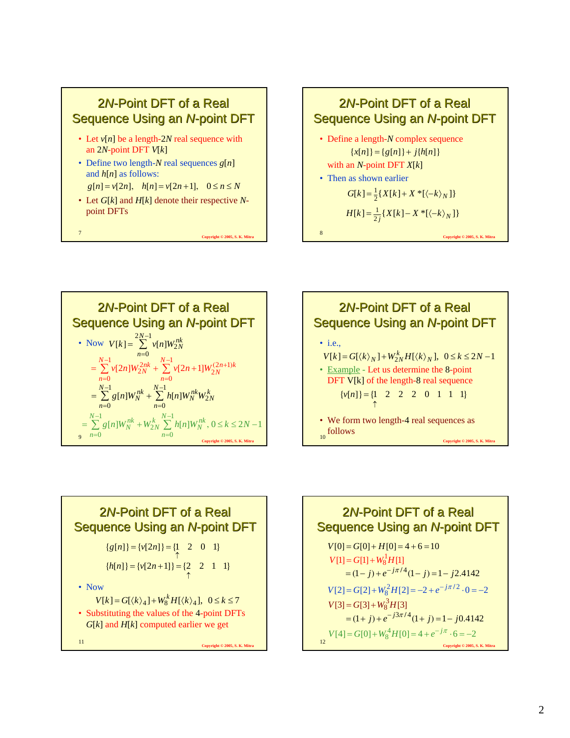## 2N-Point DFT of a Real Sequence Using an N-point DFT

- Let $v[n]$ be a length-$2N$ real sequence with an $2N$-point DFT $V[k]$
- Define two length-$N$ real sequences $g[n]$ and $h[n]$ as follows:

$$g[n] = v[2n], \quad h[n] = v[2n+1], \quad 0 \le n \le N$$

- Let $G[k]$ and $H[k]$ denote their respective $N$-point DFTs

## 2N-Point DFT of a Real Sequence Using an N-point DFT

- Define a length-$N$ complex sequence

$$\{x[n]\} = \{g[n]\} + j\{h[n]\}$$

with an $N$-point DFT $X[k]$

- Then as shown earlier

$$G[k] = \tfrac{1}{2}\{X[k] + X^*[\langle -k \rangle_N]\}$$

$$H[k] = \tfrac{1}{2j}\{X[k] - X^*[\langle -k \rangle_N]\}$$

## 2N-Point DFT of a Real Sequence Using an N-point DFT

- Now $V[k] = \sum_{n=0}^{2N-1} v[n] W_{2N}^{nk}$

$$= \sum_{n=0}^{N-1} v[2n] W_{2N}^{2nk} + \sum_{n=0}^{N-1} v[2n+1] W_{2N}^{(2n+1)k}$$

$$= \sum_{n=0}^{N-1} g[n] W_N^{nk} + \sum_{n=0}^{N-1} h[n] W_N^{nk} W_{2N}^{k}$$

$$= \sum_{n=0}^{N-1} g[n] W_N^{nk} + W_{2N}^{k} \sum_{n=0}^{N-1} h[n] W_N^{nk}, \quad 0 \le k \le 2N-1$$

## 2N-Point DFT of a Real Sequence Using an N-point DFT

- i.e.,

$$V[k] = G[\langle k \rangle_N] + W_{2N}^{k} H[\langle k \rangle_N], \quad 0 \le k \le 2N-1$$

- Example - Let us determine the 8-point DFT $V[k]$ of the length-8 real sequence

$$\{v[n]\} = \{\underset{\uparrow}{1} \quad 2 \quad 2 \quad 2 \quad 0 \quad 1 \quad 1 \quad 1\}$$

- We form two length-4 real sequences as follows

## 2N-Point DFT of a Real Sequence Using an N-point DFT

$$\{g[n]\} = \{v[2n]\} = \{\underset{\uparrow}{1} \quad 2 \quad 0 \quad 1\}$$

$$\{h[n]\} = \{v[2n+1]\} = \{\underset{\uparrow}{2} \quad 2 \quad 1 \quad 1\}$$

- Now

$$V[k] = G[\langle k \rangle_4] + W_8^{k} H[\langle k \rangle_4], \quad 0 \le k \le 7$$

- Substituting the values of the 4-point DFTs $G[k]$ and $H[k]$ computed earlier we get

## 2N-Point DFT of a Real Sequence Using an N-point DFT

$$V[0] = G[0] + H[0] = 4 + 6 = 10$$

$$V[1] = G[1] + W_8^1 H[1]$$
$$= (1 - j) + e^{-j\pi/4}(1 - j) = 1 - j2.4142$$

$$V[2] = G[2] + W_8^2 H[2] = -2 + e^{-j\pi/2} \cdot 0 = -2$$

$$V[3] = G[3] + W_8^3 H[3]$$
$$= (1 + j) + e^{-j3\pi/4}(1 + j) = 1 - j0.4142$$

$$V[4] = G[0] + W_8^4 H[0] = 4 + e^{-j\pi} \cdot 6 = -2$$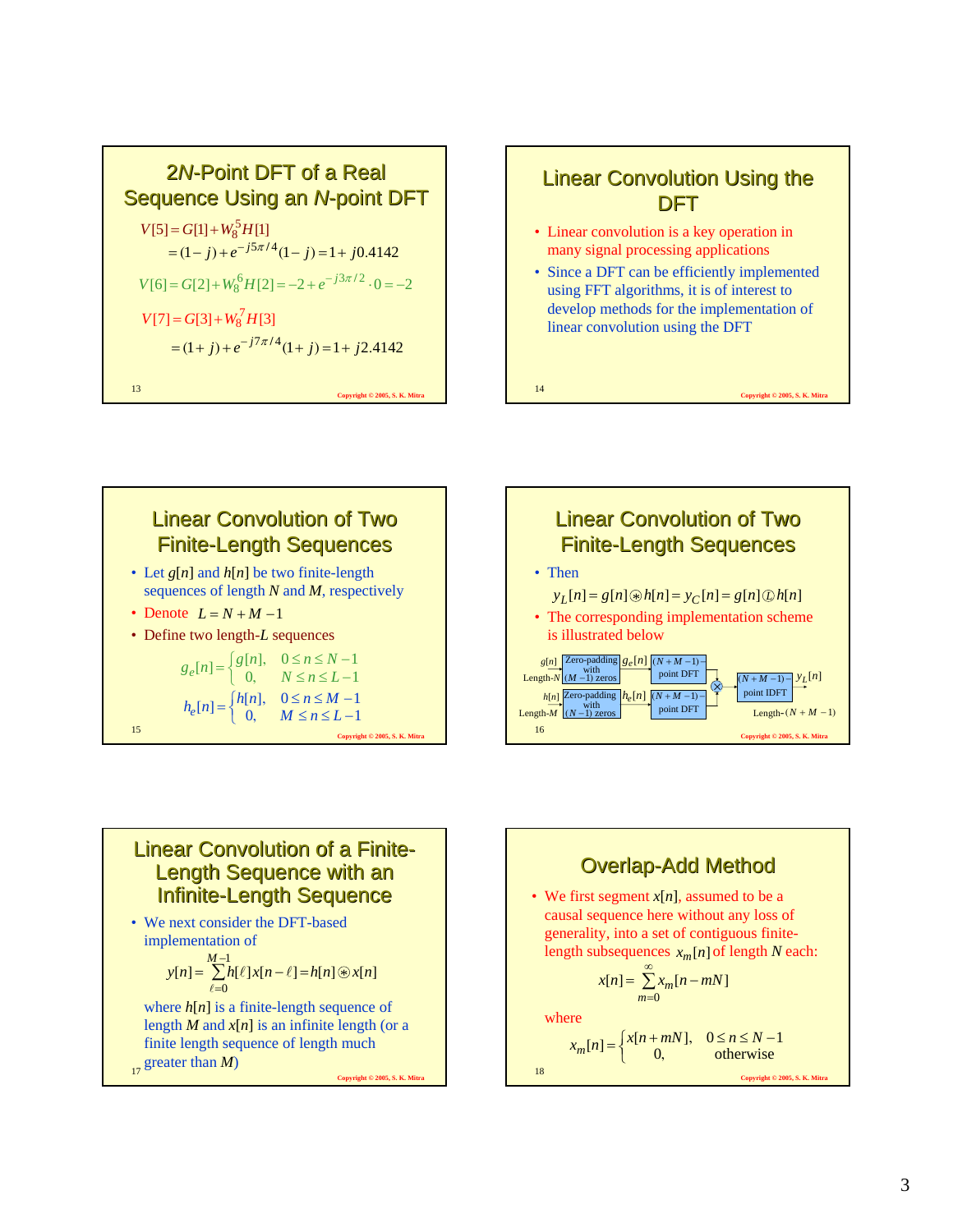## 2N-Point DFT of a Real Sequence Using an N-point DFT

$$V[5] = G[1] + W_8^5 H[1]$$
$$= (1-j) + e^{-j5\pi/4}(1-j) = 1 + j0.4142$$

$$V[6] = G[2] + W_8^6 H[2] = -2 + e^{-j3\pi/2} \cdot 0 = -2$$

$$V[7] = G[3] + W_8^7 H[3]$$
$$= (1+j) + e^{-j7\pi/4}(1+j) = 1 + j2.4142$$

## Linear Convolution Using the DFT

- Linear convolution is a key operation in many signal processing applications
- Since a DFT can be efficiently implemented using FFT algorithms, it is of interest to develop methods for the implementation of linear convolution using the DFT

## Linear Convolution of Two Finite-Length Sequences

- Let $g[n]$ and $h[n]$ be two finite-length sequences of length $N$ and $M$, respectively
- Denote $L = N + M - 1$
- Define two length-$L$ sequences

$$g_e[n] = \begin{cases} g[n], & 0 \le n \le N-1 \\ 0, & N \le n \le L-1 \end{cases}$$

$$h_e[n] = \begin{cases} h[n], & 0 \le n \le M-1 \\ 0, & M \le n \le L-1 \end{cases}$$

## Linear Convolution of Two Finite-Length Sequences

- Then

$$y_L[n] = g[n] \circledast h[n] = y_C[n] = g[n] \, \textcircled{L} \, h[n]$$

- The corresponding implementation scheme is illustrated below

$g[n]$ (Length-$N$) → Zero-padding with $(M-1)$ zeros → $g_e[n]$ → $(N+M-1)$-point DFT → ⊗

$h[n]$ (Length-$M$) → Zero-padding with $(N-1)$ zeros → $h_e[n]$ → $(N+M-1)$-point DFT → ⊗

⊗ → $(N+M-1)$-point IDFT → $y_L[n]$ (Length-$(N+M-1)$)

## Linear Convolution of a Finite-Length Sequence with an Infinite-Length Sequence

- We next consider the DFT-based implementation of

$$y[n] = \sum_{\ell=0}^{M-1} h[\ell]x[n-\ell] = h[n] \circledast x[n]$$

where $h[n]$ is a finite-length sequence of length $M$ and $x[n]$ is an infinite length (or a finite length sequence of length much greater than $M$)

## Overlap-Add Method

- We first segment $x[n]$, assumed to be a causal sequence here without any loss of generality, into a set of contiguous finite-length subsequences $x_m[n]$ of length $N$ each:

$$x[n] = \sum_{m=0}^{\infty} x_m[n - mN]$$

where

$$x_m[n] = \begin{cases} x[n+mN], & 0 \le n \le N-1 \\ 0, & \text{otherwise} \end{cases}$$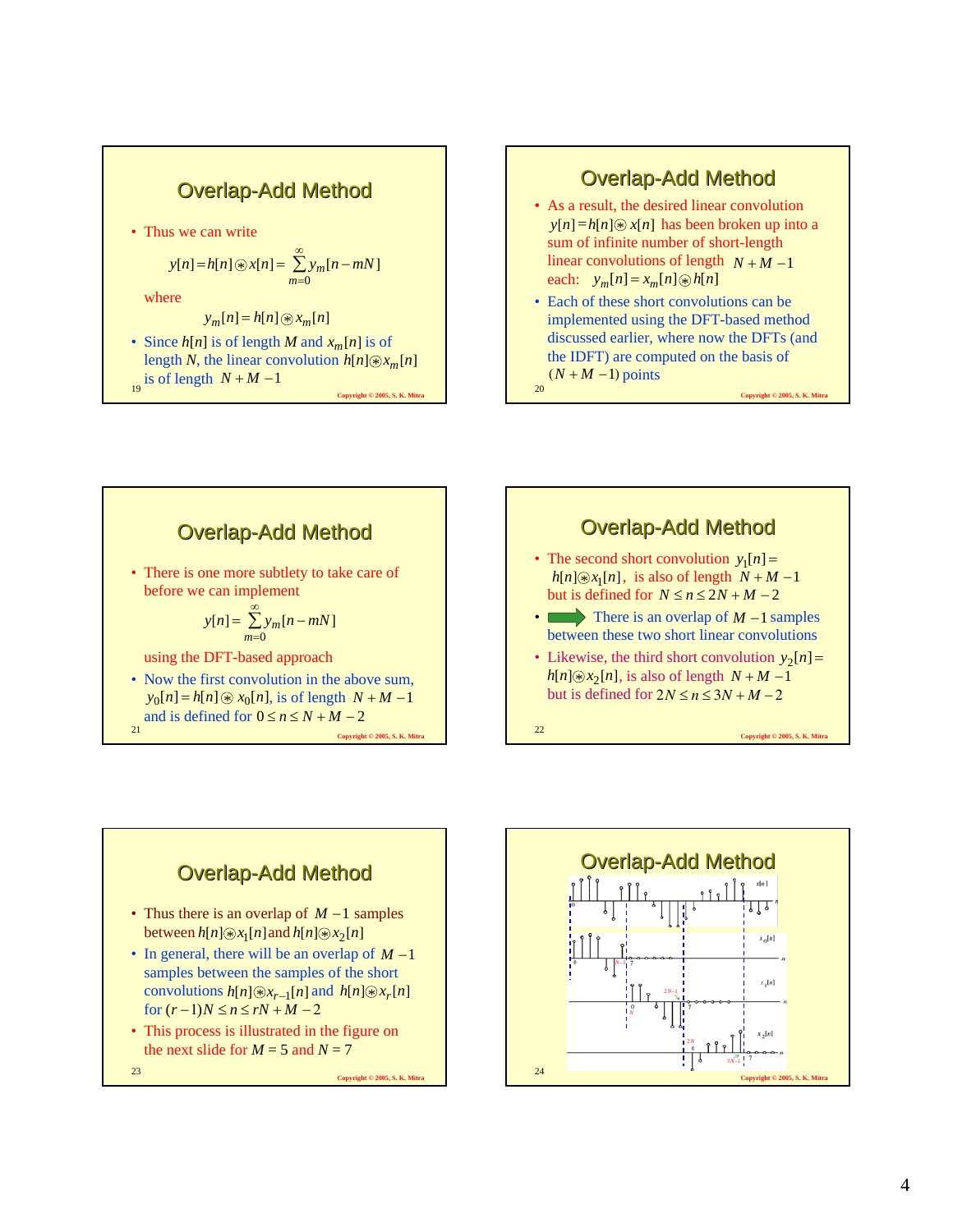## Overlap-Add Method

- Thus we can write

$$y[n] = h[n] \circledast x[n] = \sum_{m=0}^{\infty} y_m[n - mN]$$

where

$$y_m[n] = h[n] \circledast x_m[n]$$

- Since $h[n]$ is of length $M$ and $x_m[n]$ is of length $N$, the linear convolution $h[n] \circledast x_m[n]$ is of length $N + M - 1$

## Overlap-Add Method

- As a result, the desired linear convolution $y[n] = h[n] \circledast x[n]$ has been broken up into a sum of infinite number of short-length linear convolutions of length $N + M - 1$ each: $y_m[n] = x_m[n] \circledast h[n]$
- Each of these short convolutions can be implemented using the DFT-based method discussed earlier, where now the DFTs (and the IDFT) are computed on the basis of $(N + M - 1)$ points

## Overlap-Add Method

- There is one more subtlety to take care of before we can implement

$$y[n] = \sum_{m=0}^{\infty} y_m[n - mN]$$

using the DFT-based approach

- Now the first convolution in the above sum, $y_0[n] = h[n] \circledast x_0[n]$, is of length $N + M - 1$ and is defined for $0 \le n \le N + M - 2$

## Overlap-Add Method

- The second short convolution $y_1[n] = h[n] \circledast x_1[n]$, is also of length $N + M - 1$ but is defined for $N \le n \le 2N + M - 2$
- ➡ There is an overlap of $M - 1$ samples between these two short linear convolutions
- Likewise, the third short convolution $y_2[n] = h[n] \circledast x_2[n]$, is also of length $N + M - 1$ but is defined for $2N \le n \le 3N + M - 2$

## Overlap-Add Method

- Thus there is an overlap of $M - 1$ samples between $h[n] \circledast x_1[n]$ and $h[n] \circledast x_2[n]$
- In general, there will be an overlap of $M - 1$ samples between the samples of the short convolutions $h[n] \circledast x_{r-1}[n]$ and $h[n] \circledast x_r[n]$ for $(r - 1)N \le n \le rN + M - 2$
- This process is illustrated in the figure on the next slide for $M = 5$ and $N = 7$

## Overlap-Add Method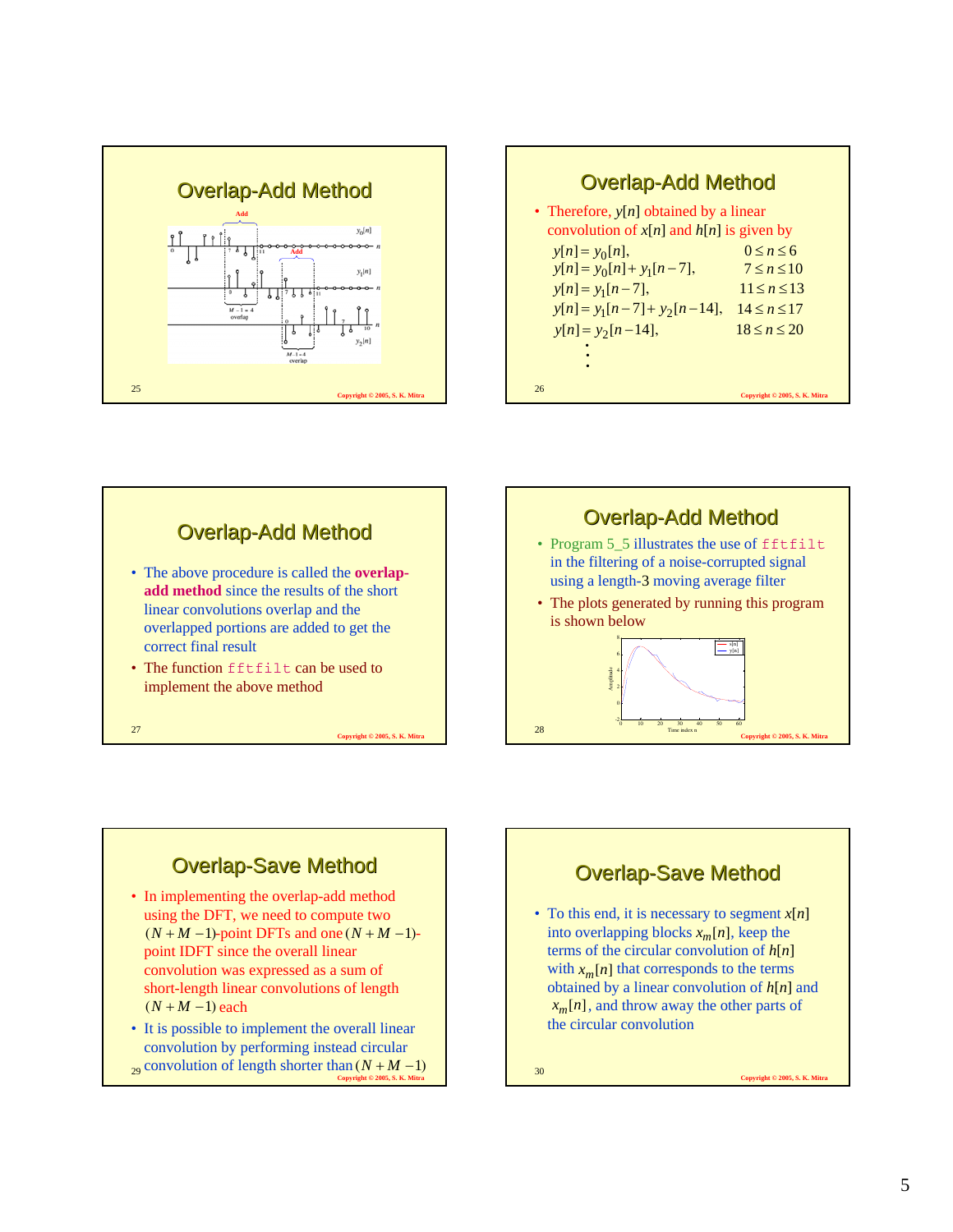## Overlap-Add Method

## Overlap-Add Method

- Therefore, $y[n]$ obtained by a linear convolution of $x[n]$ and $h[n]$ is given by

$$
\begin{aligned}
y[n] &= y_0[n], & 0 \le n \le 6 \\
y[n] &= y_0[n] + y_1[n-7], & 7 \le n \le 10 \\
y[n] &= y_1[n-7], & 11 \le n \le 13 \\
y[n] &= y_1[n-7] + y_2[n-14], & 14 \le n \le 17 \\
y[n] &= y_2[n-14], & 18 \le n \le 20 \\
&\vdots
\end{aligned}
$$

## Overlap-Add Method

- The above procedure is called the **overlap-add method** since the results of the short linear convolutions overlap and the overlapped portions are added to get the correct final result
- The function `fftfilt` can be used to implement the above method

## Overlap-Add Method

- Program 5_5 illustrates the use of `fftfilt` in the filtering of a noise-corrupted signal using a length-3 moving average filter
- The plots generated by running this program is shown below

## Overlap-Save Method

- In implementing the overlap-add method using the DFT, we need to compute two $(N+M-1)$-point DFTs and one $(N+M-1)$-point IDFT since the overall linear convolution was expressed as a sum of short-length linear convolutions of length $(N+M-1)$ each
- It is possible to implement the overall linear convolution by performing instead circular convolution of length shorter than $(N+M-1)$

## Overlap-Save Method

- To this end, it is necessary to segment $x[n]$ into overlapping blocks $x_m[n]$, keep the terms of the circular convolution of $h[n]$ with $x_m[n]$ that corresponds to the terms obtained by a linear convolution of $h[n]$ and $x_m[n]$, and throw away the other parts of the circular convolution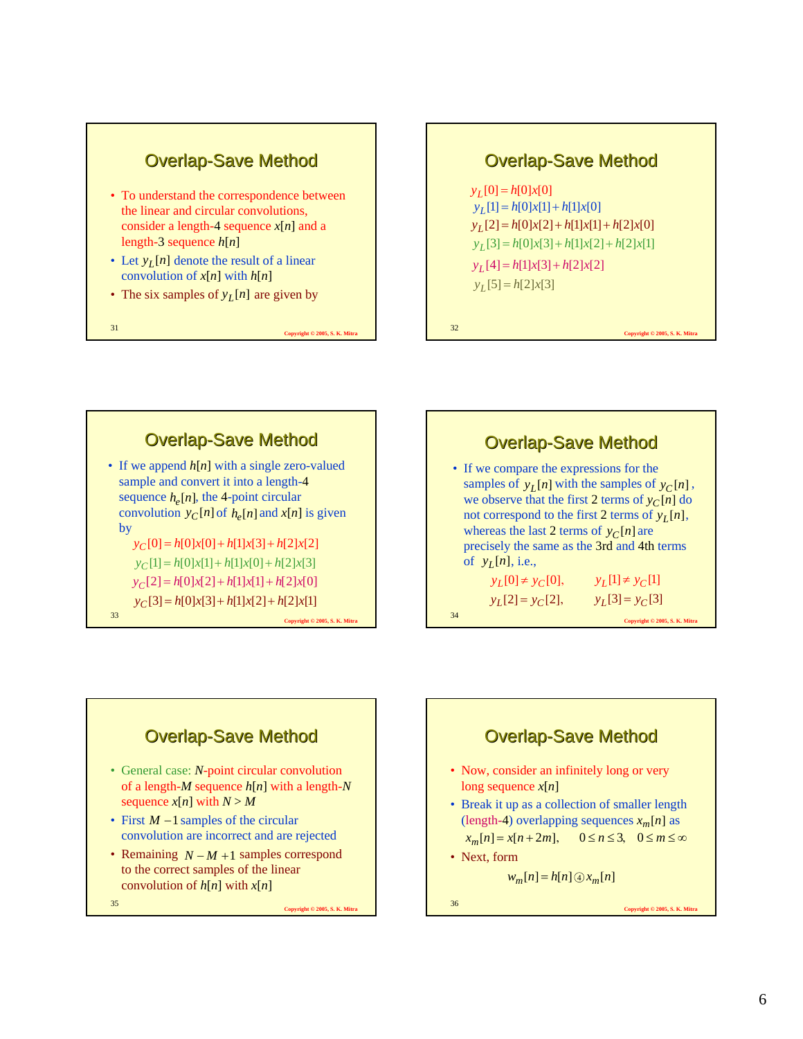## Overlap-Save Method

- To understand the correspondence between the linear and circular convolutions, consider a length-4 sequence $x[n]$ and a length-3 sequence $h[n]$
- Let $y_L[n]$ denote the result of a linear convolution of $x[n]$ with $h[n]$
- The six samples of $y_L[n]$ are given by

## Overlap-Save Method

$$y_L[0] = h[0]x[0]$$
$$y_L[1] = h[0]x[1] + h[1]x[0]$$
$$y_L[2] = h[0]x[2] + h[1]x[1] + h[2]x[0]$$
$$y_L[3] = h[0]x[3] + h[1]x[2] + h[2]x[1]$$
$$y_L[4] = h[1]x[3] + h[2]x[2]$$
$$y_L[5] = h[2]x[3]$$

## Overlap-Save Method

- If we append $h[n]$ with a single zero-valued sample and convert it into a length-4 sequence $h_e[n]$, the 4-point circular convolution $y_C[n]$ of $h_e[n]$ and $x[n]$ is given by

$$y_C[0] = h[0]x[0] + h[1]x[3] + h[2]x[2]$$
$$y_C[1] = h[0]x[1] + h[1]x[0] + h[2]x[3]$$
$$y_C[2] = h[0]x[2] + h[1]x[1] + h[2]x[0]$$
$$y_C[3] = h[0]x[3] + h[1]x[2] + h[2]x[1]$$

## Overlap-Save Method

- If we compare the expressions for the samples of $y_L[n]$ with the samples of $y_C[n]$, we observe that the first 2 terms of $y_C[n]$ do not correspond to the first 2 terms of $y_L[n]$, whereas the last 2 terms of $y_C[n]$ are precisely the same as the 3rd and 4th terms of $y_L[n]$, i.e.,

$$y_L[0] \neq y_C[0], \qquad y_L[1] \neq y_C[1]$$
$$y_L[2] = y_C[2], \qquad y_L[3] = y_C[3]$$

## Overlap-Save Method

- General case: $N$-point circular convolution of a length-$M$ sequence $h[n]$ with a length-$N$ sequence $x[n]$ with $N > M$
- First $M-1$ samples of the circular convolution are incorrect and are rejected
- Remaining $N-M+1$ samples correspond to the correct samples of the linear convolution of $h[n]$ with $x[n]$

## Overlap-Save Method

- Now, consider an infinitely long or very long sequence $x[n]$
- Break it up as a collection of smaller length (length-4) overlapping sequences $x_m[n]$ as

$$x_m[n] = x[n+2m], \qquad 0 \le n \le 3, \quad 0 \le m \le \infty$$

- Next, form

$$w_m[n] = h[n] \, ④ \, x_m[n]$$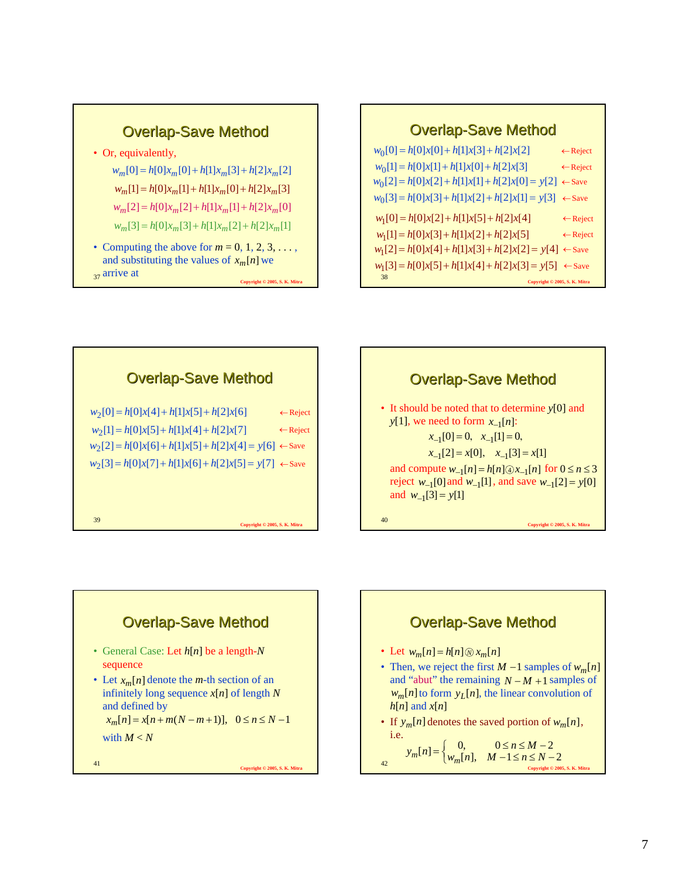## Overlap-Save Method

- Or, equivalently,

$$w_m[0] = h[0]x_m[0] + h[1]x_m[3] + h[2]x_m[2]$$
$$w_m[1] = h[0]x_m[1] + h[1]x_m[0] + h[2]x_m[3]$$
$$w_m[2] = h[0]x_m[2] + h[1]x_m[1] + h[2]x_m[0]$$
$$w_m[3] = h[0]x_m[3] + h[1]x_m[2] + h[2]x_m[1]$$

- Computing the above for $m$ = 0, 1, 2, 3, . . . , and substituting the values of $x_m[n]$ we arrive at

## Overlap-Save Method

$w_0[0] = h[0]x[0] + h[1]x[3] + h[2]x[2]$ ← Reject

$w_0[1] = h[0]x[1] + h[1]x[0] + h[2]x[3]$ ← Reject

$w_0[2] = h[0]x[2] + h[1]x[1] + h[2]x[0] = y[2]$ ← Save

$w_0[3] = h[0]x[3] + h[1]x[2] + h[2]x[1] = y[3]$ ← Save

$w_1[0] = h[0]x[2] + h[1]x[5] + h[2]x[4]$ ← Reject

$w_1[1] = h[0]x[3] + h[1]x[2] + h[2]x[5]$ ← Reject

$w_1[2] = h[0]x[4] + h[1]x[3] + h[2]x[2] = y[4]$ ← Save

$w_1[3] = h[0]x[5] + h[1]x[4] + h[2]x[3] = y[5]$ ← Save

## Overlap-Save Method

$w_2[0] = h[0]x[4] + h[1]x[5] + h[2]x[6]$ ← Reject

$w_2[1] = h[0]x[5] + h[1]x[4] + h[2]x[7]$ ← Reject

$w_2[2] = h[0]x[6] + h[1]x[5] + h[2]x[4] = y[6]$ ← Save

$w_2[3] = h[0]x[7] + h[1]x[6] + h[2]x[5] = y[7]$ ← Save

## Overlap-Save Method

- It should be noted that to determine $y[0]$ and $y[1]$, we need to form $x_{-1}[n]$:

$$x_{-1}[0] = 0, \quad x_{-1}[1] = 0,$$
$$x_{-1}[2] = x[0], \quad x_{-1}[3] = x[1]$$

and compute $w_{-1}[n] = h[n] ④ x_{-1}[n]$ for $0 \le n \le 3$ reject $w_{-1}[0]$ and $w_{-1}[1]$, and save $w_{-1}[2] = y[0]$ and $w_{-1}[3] = y[1]$

## Overlap-Save Method

- General Case: Let $h[n]$ be a length-$N$ sequence
- Let $x_m[n]$ denote the $m$-th section of an infinitely long sequence $x[n]$ of length $N$ and defined by

$$x_m[n] = x[n + m(N - m + 1)], \quad 0 \le n \le N - 1$$

with $M < N$

## Overlap-Save Method

- Let $w_m[n] = h[n] Ⓝ x_m[n]$
- Then, we reject the first $M - 1$ samples of $w_m[n]$ and "abut" the remaining $N - M + 1$ samples of $w_m[n]$ to form $y_L[n]$, the linear convolution of $h[n]$ and $x[n]$
- If $y_m[n]$ denotes the saved portion of $w_m[n]$, i.e.

$$y_m[n] = \begin{cases} 0, & 0 \le n \le M - 2 \\ w_m[n], & M - 1 \le n \le N - 2 \end{cases}$$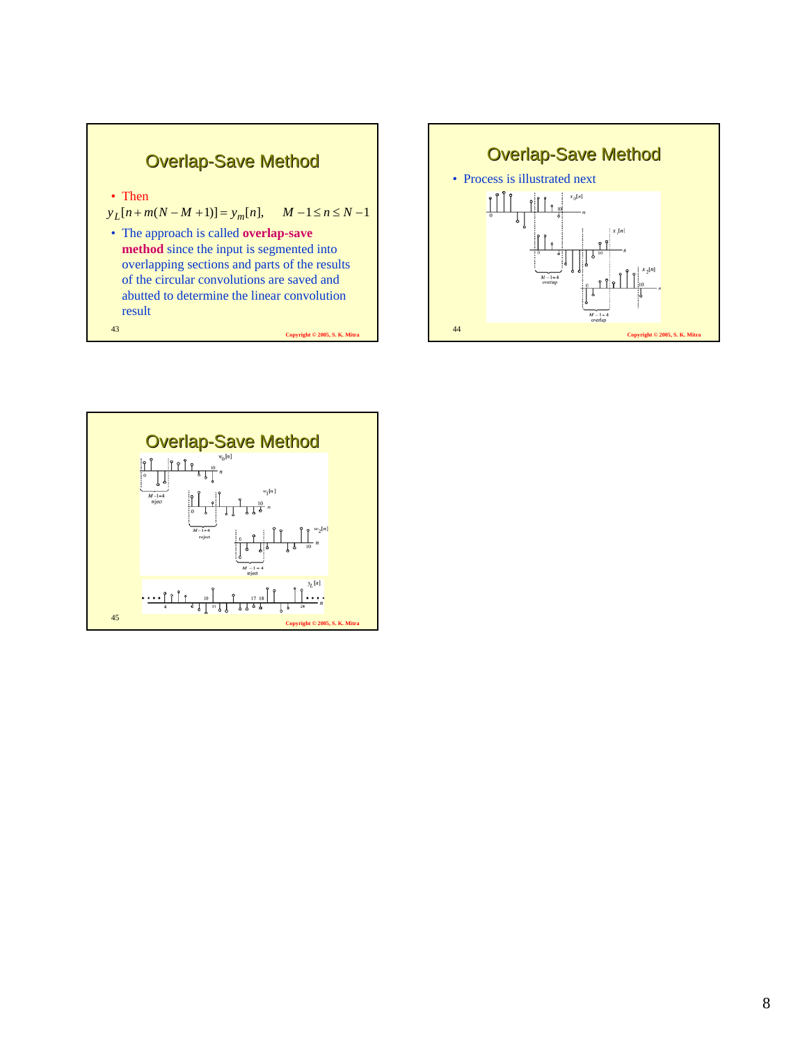## Overlap-Save Method

- Then

$$y_L[n + m(N - M + 1)] = y_m[n], \qquad M - 1 \le n \le N - 1$$

- The approach is called **overlap-save method** since the input is segmented into overlapping sections and parts of the results of the circular convolutions are saved and abutted to determine the linear convolution result

Copyright © 2005, S. K. Mitra

## Overlap-Save Method

- Process is illustrated next

$x_0[n]$

0

10

$n$

$x_1[n]$

0

10

$n$

$M-1=4$
overlap

$x_2[n]$

0

10

$n$

$M-1=4$
overlap

Copyright © 2005, S. K. Mitra

## Overlap-Save Method

$w_0[n]$

0

10

$n$

$M-1=4$
reject

$w_1[n]$

0

10

$n$

$M-1=4$
reject

$w_2[n]$

0

10

$n$

$M-1=4$
reject

$y_L[n]$

4

10

11

17 18

24

$n$

Copyright © 2005, S. K. Mitra